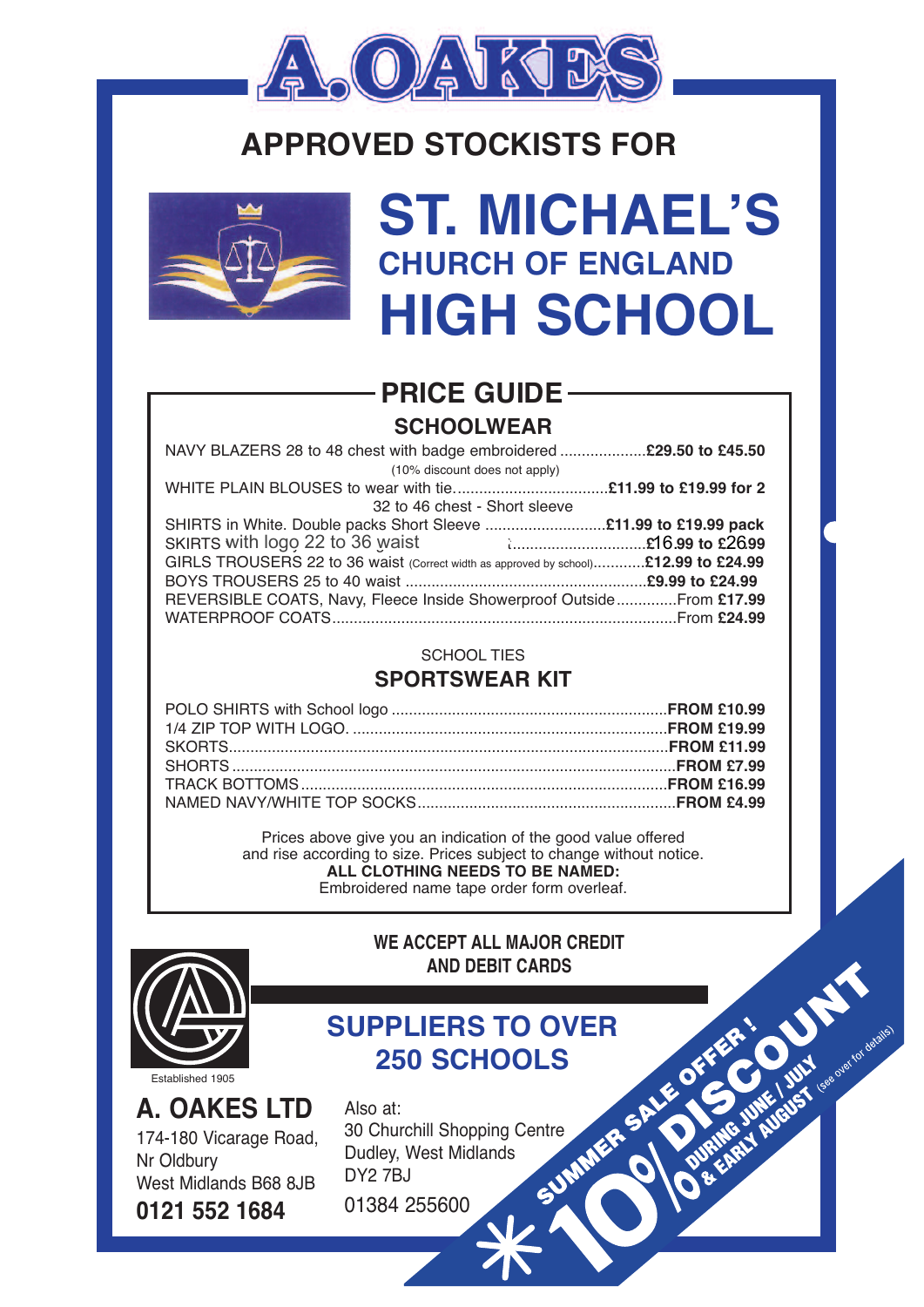# A. OAKES

## APPROVED STOCKISTS FOR

# ST. MICHAEL'S
## CHURCH OF ENGLAND
# HIGH SCHOOL

## PRICE GUIDE

### SCHOOLWEAR

NAVY BLAZERS 28 to 48 chest with badge embroidered .................... **£29.50 to £45.50**
(10% discount does not apply)

WHITE PLAIN BLOUSES to wear with tie.................................... **£11.99 to £19.99 for 2**
32 to 46 chest - Short sleeve

SHIRTS in White. Double packs Short Sleeve ............................ **£11.99 to £19.99 pack**

SKIRTS with logo 22 to 36 waist ................................ **£16.99 to £26.99**

GIRLS TROUSERS 22 to 36 waist (Correct width as approved by school)............ **£12.99 to £24.99**

BOYS TROUSERS 25 to 40 waist ........................................................ **£9.99 to £24.99**

REVERSIBLE COATS, Navy, Fleece Inside Showerproof Outside..............From **£17.99**

WATERPROOF COATS...............................................................................From **£24.99**

SCHOOL TIES

### SPORTSWEAR KIT

POLO SHIRTS with School logo ................................................................**FROM £10.99**

1/4 ZIP TOP WITH LOGO. .........................................................................**FROM £19.99**

SKORTS......................................................................................................**FROM £11.99**

SHORTS ......................................................................................................**FROM £7.99**

TRACK BOTTOMS.....................................................................................**FROM £16.99**

NAMED NAVY/WHITE TOP SOCKS............................................................**FROM £4.99**

Prices above give you an indication of the good value offered and rise according to size. Prices subject to change without notice.
**ALL CLOTHING NEEDS TO BE NAMED:**
Embroidered name tape order form overleaf.

**WE ACCEPT ALL MAJOR CREDIT AND DEBIT CARDS**

## SUPPLIERS TO OVER 250 SCHOOLS

Established 1905

**A. OAKES LTD**
174-180 Vicarage Road,
Nr Oldbury
West Midlands B68 8JB
**0121 552 1684**

Also at:
30 Churchill Shopping Centre
Dudley, West Midlands
DY2 7BJ
01384 255600

**SUMMER SALE OFFER! * 10% DISCOUNT DURING JUNE / JULY & EARLY AUGUST** (see over for details)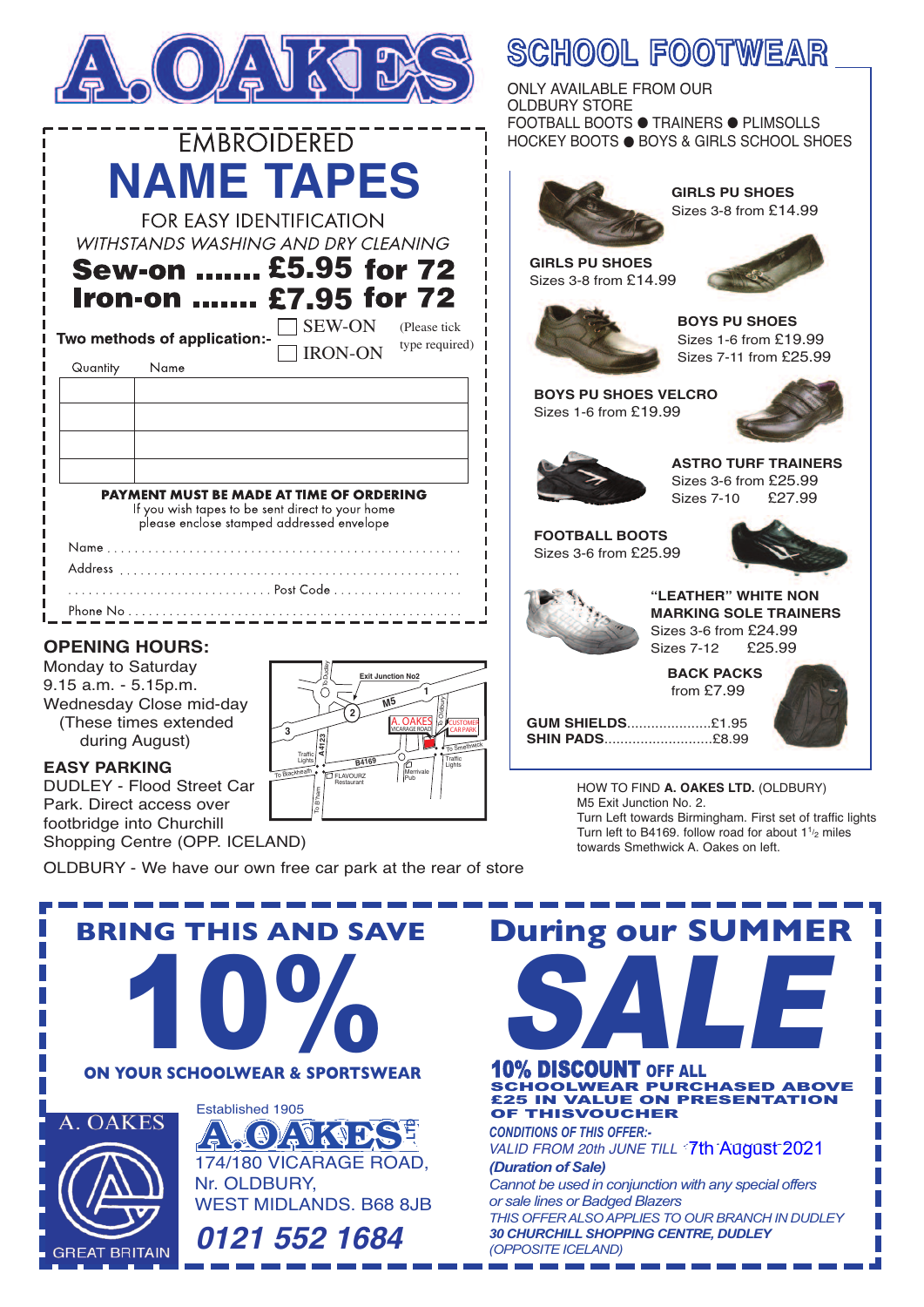# A. OAKES

EMBROIDERED

# NAME TAPES

FOR EASY IDENTIFICATION

*WITHSTANDS WASHING AND DRY CLEANING*

**Sew-on ....... £5.95 for 72**

**Iron-on ....... £7.95 for 72**

**Two methods of application:-** ☐ SEW-ON ☐ IRON-ON (Please tick type required)

| Quantity | Name |
|---|---|
| | |
| | |
| | |
| | |

**PAYMENT MUST BE MADE AT TIME OF ORDERING**

If you wish tapes to be sent direct to your home please enclose stamped addressed envelope

Name ..................................................

Address ..................................................

.............................. Post Code ..................

Phone No ..................................................

## OPENING HOURS:

Monday to Saturday
9.15 a.m. - 5.15p.m.
Wednesday Close mid-day
(These times extended during August)

**EASY PARKING**

DUDLEY - Flood Street Car Park. Direct access over footbridge into Churchill Shopping Centre (OPP. ICELAND)

OLDBURY - We have our own free car park at the rear of store

To Dudley
Exit Junction No2
M5
1
2
3
To Oldbury
A. OAKES
VICARAGE ROAD
CUSTOMER CAR PARK
To Smethwick
Traffic Lights
A4123
B4169
Traffic Lights
To Blackheath
FLAVOURZ Restaurant
Merrivale Pub
To B'ham

# SCHOOL FOOTWEAR

ONLY AVAILABLE FROM OUR OLDBURY STORE
FOOTBALL BOOTS ● TRAINERS ● PLIMSOLLS
HOCKEY BOOTS ● BOYS & GIRLS SCHOOL SHOES

**GIRLS PU SHOES**
Sizes 3-8 from £14.99

**GIRLS PU SHOES**
Sizes 3-8 from £14.99

**BOYS PU SHOES**
Sizes 1-6 from £19.99
Sizes 7-11 from £25.99

**BOYS PU SHOES VELCRO**
Sizes 1-6 from £19.99

**ASTRO TURF TRAINERS**
Sizes 3-6 from £25.99
Sizes 7-10 £27.99

**FOOTBALL BOOTS**
Sizes 3-6 from £25.99

**"LEATHER" WHITE NON MARKING SOLE TRAINERS**
Sizes 3-6 from £24.99
Sizes 7-12 £25.99

**BACK PACKS**
from £7.99

**GUM SHIELDS**.....................£1.95
**SHIN PADS**...........................£8.99

HOW TO FIND **A. OAKES LTD.** (OLDBURY)
M5 Exit Junction No. 2.
Turn Left towards Birmingham. First set of traffic lights Turn left to B4169. follow road for about 1½ miles towards Smethwick A. Oakes on left.

## BRING THIS AND SAVE

# 10%

**ON YOUR SCHOOLWEAR & SPORTSWEAR**

A. OAKES
GREAT BRITAIN

Established 1905

**A. OAKES LTD**

174/180 VICARAGE ROAD,
Nr. OLDBURY,
WEST MIDLANDS. B68 8JB

***0121 552 1684***

## During our SUMMER

# *SALE*

**10% DISCOUNT OFF ALL SCHOOLWEAR PURCHASED ABOVE £25 IN VALUE ON PRESENTATION OF THISVOUCHER**

***CONDITIONS OF THIS OFFER:-***

*VALID FROM 20th JUNE TILL* 7th August 2021

***(Duration of Sale)***

*Cannot be used in conjunction with any special offers or sale lines or Badged Blazers*

*THIS OFFER ALSO APPLIES TO OUR BRANCH IN DUDLEY*

***30 CHURCHILL SHOPPING CENTRE, DUDLEY***

*(OPPOSITE ICELAND)*